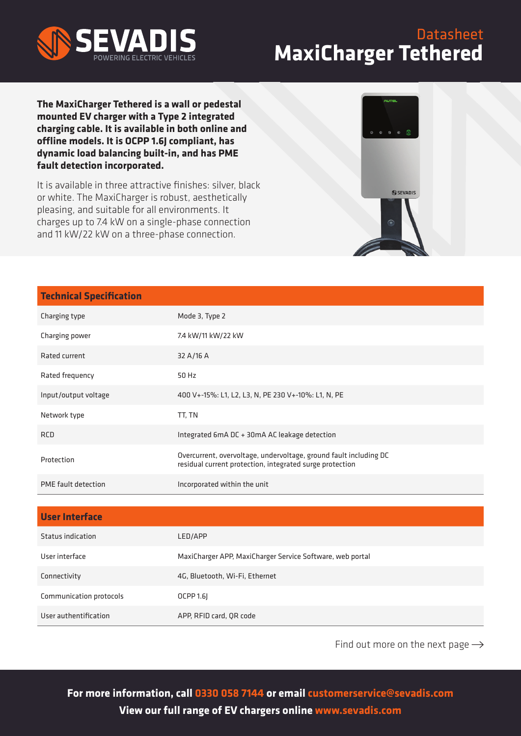# SEVADIS

POWERING ELECTRIC VEHICLES

Datasheet

# MaxiCharger Tethered

**The MaxiCharger Tethered is a wall or pedestal mounted EV charger with a Type 2 integrated charging cable. It is available in both online and offline models. It is OCPP 1.6J compliant, has dynamic load balancing built-in, and has PME fault detection incorporated.**

It is available in three attractive finishes: silver, black or white. The MaxiCharger is robust, aesthetically pleasing, and suitable for all environments. It charges up to 7.4 kW on a single-phase connection and 11 kW/22 kW on a three-phase connection.

| Technical Specification | |
|---|---|
| Charging type | Mode 3, Type 2 |
| Charging power | 7.4 kW/11 kW/22 kW |
| Rated current | 32 A/16 A |
| Rated frequency | 50 Hz |
| Input/output voltage | 400 V+-15%: L1, L2, L3, N, PE 230 V+-10%: L1, N, PE |
| Network type | TT, TN |
| RCD | Integrated 6mA DC + 30mA AC leakage detection |
| Protection | Overcurrent, overvoltage, undervoltage, ground fault including DC residual current protection, integrated surge protection |
| PME fault detection | Incorporated within the unit |

| User Interface | |
|---|---|
| Status indication | LED/APP |
| User interface | MaxiCharger APP, MaxiCharger Service Software, web portal |
| Connectivity | 4G, Bluetooth, Wi-Fi, Ethernet |
| Communication protocols | OCPP 1.6J |
| User authentification | APP, RFID card, QR code |

Find out more on the next page ⟶

**For more information, call 0330 058 7144 or email customerservice@sevadis.com**
**View our full range of EV chargers online www.sevadis.com**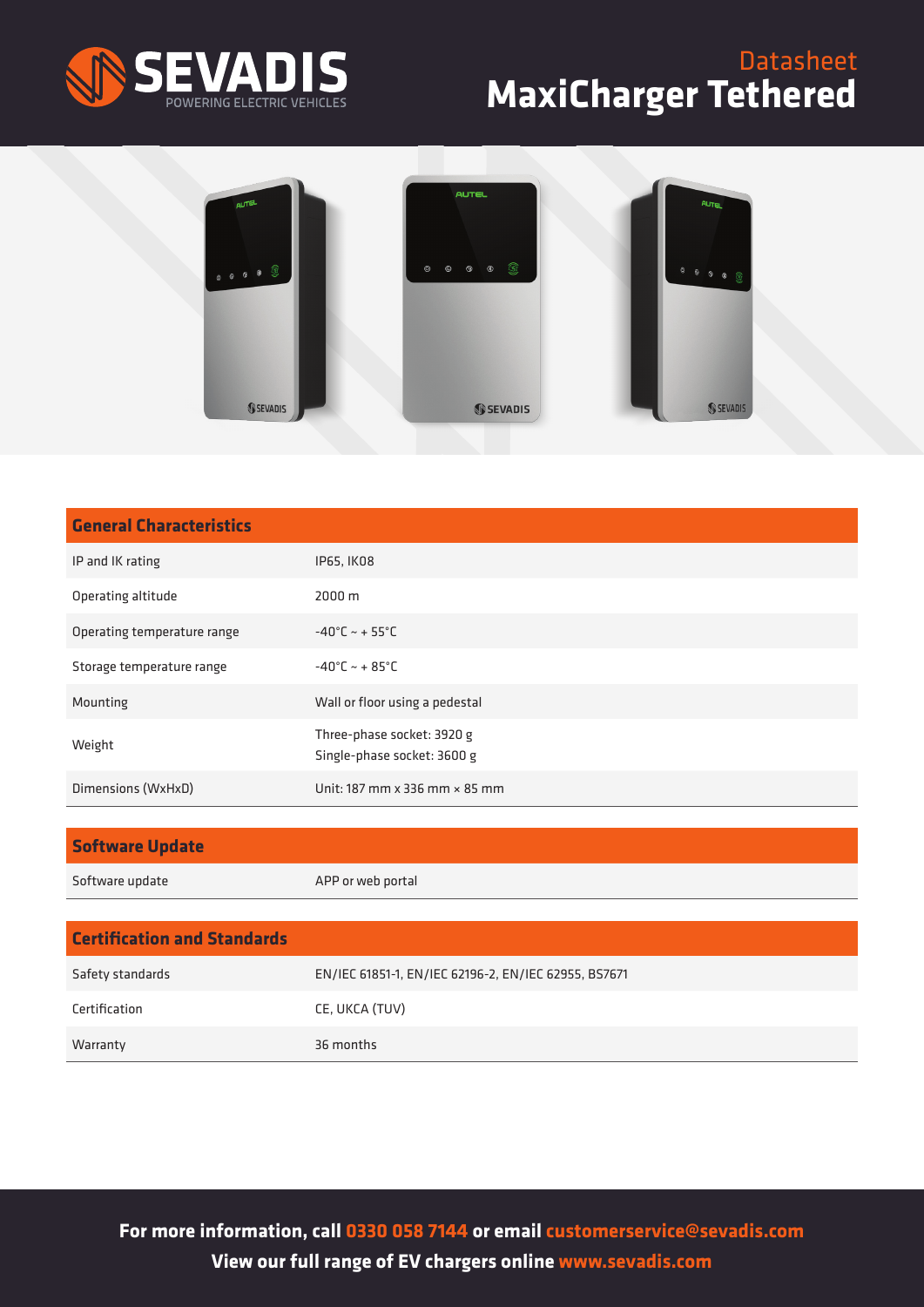SEVADIS
POWERING ELECTRIC VEHICLES

Datasheet

# MaxiCharger Tethered

## General Characteristics

| | |
|---|---|
| IP and IK rating | IP65, IK08 |
| Operating altitude | 2000 m |
| Operating temperature range | -40°C ~ + 55°C |
| Storage temperature range | -40°C ~ + 85°C |
| Mounting | Wall or floor using a pedestal |
| Weight | Three-phase socket: 3920 g<br>Single-phase socket: 3600 g |
| Dimensions (WxHxD) | Unit: 187 mm x 336 mm × 85 mm |

## Software Update

| | |
|---|---|
| Software update | APP or web portal |

## Certification and Standards

| | |
|---|---|
| Safety standards | EN/IEC 61851-1, EN/IEC 62196-2, EN/IEC 62955, BS7671 |
| Certification | CE, UKCA (TUV) |
| Warranty | 36 months |

**For more information, call 0330 058 7144 or email customerservice@sevadis.com**

**View our full range of EV chargers online www.sevadis.com**